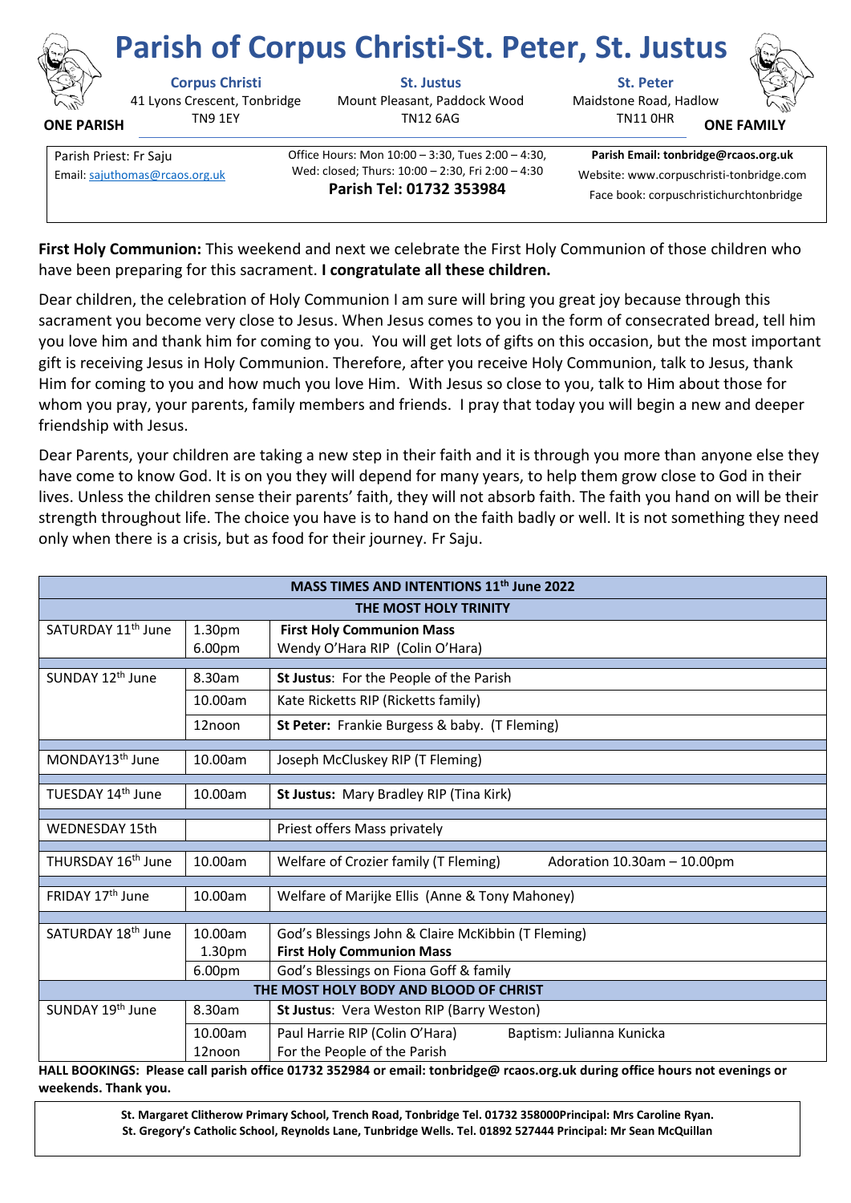# Parish of Corpus Christi-St. Peter, St. Justus

**ONE PARISH** — **ONE FAMILY**

| Corpus Christi | St. Justus | St. Peter |
|---|---|---|
| 41 Lyons Crescent, Tonbridge TN9 1EY | Mount Pleasant, Paddock Wood TN12 6AG | Maidstone Road, Hadlow TN11 0HR |

Parish Priest: Fr Saju
Email: sajuthomas@rcaos.org.uk

Office Hours: Mon 10:00 – 3:30, Tues 2:00 – 4:30, Wed: closed; Thurs: 10:00 – 2:30, Fri 2:00 – 4:30
**Parish Tel: 01732 353984**

**Parish Email: tonbridge@rcaos.org.uk**
Website: www.corpuschristi-tonbridge.com
Face book: corpuschristichurchtonbridge

**First Holy Communion:** This weekend and next we celebrate the First Holy Communion of those children who have been preparing for this sacrament. **I congratulate all these children.**

Dear children, the celebration of Holy Communion I am sure will bring you great joy because through this sacrament you become very close to Jesus. When Jesus comes to you in the form of consecrated bread, tell him you love him and thank him for coming to you. You will get lots of gifts on this occasion, but the most important gift is receiving Jesus in Holy Communion. Therefore, after you receive Holy Communion, talk to Jesus, thank Him for coming to you and how much you love Him. With Jesus so close to you, talk to Him about those for whom you pray, your parents, family members and friends. I pray that today you will begin a new and deeper friendship with Jesus.

Dear Parents, your children are taking a new step in their faith and it is through you more than anyone else they have come to know God. It is on you they will depend for many years, to help them grow close to God in their lives. Unless the children sense their parents' faith, they will not absorb faith. The faith you hand on will be their strength throughout life. The choice you have is to hand on the faith badly or well. It is not something they need only when there is a crisis, but as food for their journey. Fr Saju.

| MASS TIMES AND INTENTIONS 11th June 2022 | | |
|---|---|---|
| **THE MOST HOLY TRINITY** | | |
| SATURDAY 11th June | 1.30pm | **First Holy Communion Mass** |
| | 6.00pm | Wendy O'Hara RIP (Colin O'Hara) |
| SUNDAY 12th June | 8.30am | **St Justus**: For the People of the Parish |
| | 10.00am | Kate Ricketts RIP (Ricketts family) |
| | 12noon | **St Peter:** Frankie Burgess & baby. (T Fleming) |
| MONDAY13th June | 10.00am | Joseph McCluskey RIP (T Fleming) |
| TUESDAY 14th June | 10.00am | **St Justus:** Mary Bradley RIP (Tina Kirk) |
| WEDNESDAY 15th | | Priest offers Mass privately |
| THURSDAY 16th June | 10.00am | Welfare of Crozier family (T Fleming) Adoration 10.30am – 10.00pm |
| FRIDAY 17th June | 10.00am | Welfare of Marijke Ellis (Anne & Tony Mahoney) |
| SATURDAY 18th June | 10.00am | God's Blessings John & Claire McKibbin (T Fleming) |
| | 1.30pm | **First Holy Communion Mass** |
| | 6.00pm | God's Blessings on Fiona Goff & family |
| **THE MOST HOLY BODY AND BLOOD OF CHRIST** | | |
| SUNDAY 19th June | 8.30am | **St Justus**: Vera Weston RIP (Barry Weston) |
| | 10.00am | Paul Harrie RIP (Colin O'Hara) Baptism: Julianna Kunicka |
| | 12noon | For the People of the Parish |

**HALL BOOKINGS: Please call parish office 01732 352984 or email: tonbridge@ rcaos.org.uk during office hours not evenings or weekends. Thank you.**

**St. Margaret Clitherow Primary School, Trench Road, Tonbridge Tel. 01732 358000Principal: Mrs Caroline Ryan.**
**St. Gregory's Catholic School, Reynolds Lane, Tunbridge Wells. Tel. 01892 527444 Principal: Mr Sean McQuillan**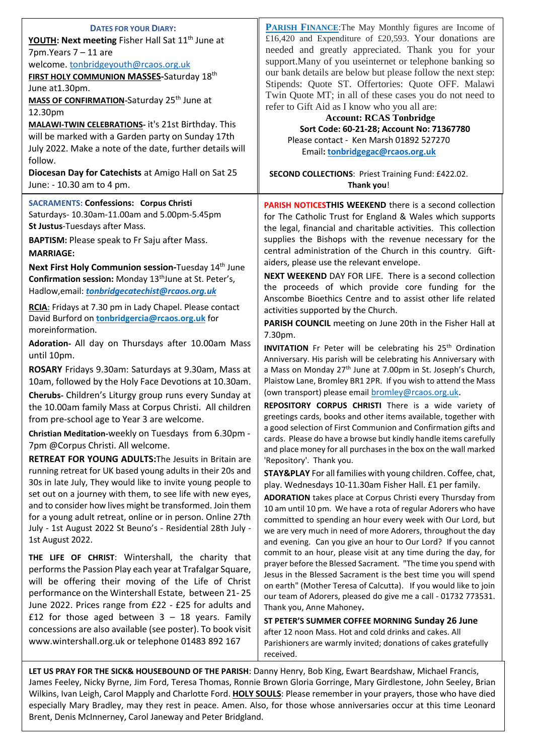**DATES FOR YOUR DIARY:**

**YOUTH: Next meeting** Fisher Hall Sat 11th June at 7pm.Years 7 – 11 are welcome. tonbridgeyouth@rcaos.org.uk

**FIRST HOLY COMMUNION MASSES-**Saturday 18th June at1.30pm.

**MASS OF CONFIRMATION**-Saturday 25th June at 12.30pm

**MALAWI-TWIN CELEBRATIONS**- it's 21st Birthday. This will be marked with a Garden party on Sunday 17th July 2022. Make a note of the date, further details will follow.

**Diocesan Day for Catechists** at Amigo Hall on Sat 25 June: - 10.30 am to 4 pm.

**PARISH FINANCE**:The May Monthly figures are Income of £16,420 and Expenditure of £20,593. Your donations are needed and greatly appreciated. Thank you for your support.Many of you useinternet or telephone banking so our bank details are below but please follow the next step: Stipends: Quote ST. Offertories: Quote OFF. Malawi Twin Quote MT; in all of these cases you do not need to refer to Gift Aid as I know who you all are:

**Account: RCAS Tonbridge**
**Sort Code: 60-21-28; Account No: 71367780**
Please contact - Ken Marsh 01892 527270
Email: **tonbridgegac@rcaos.org.uk**

**SECOND COLLECTIONS**: Priest Training Fund: £422.02. **Thank you**!

**SACRAMENTS: Confessions: Corpus Christi** Saturdays- 10.30am-11.00am and 5.00pm-5.45pm
**St Justus**-Tuesdays after Mass.

**BAPTISM:** Please speak to Fr Saju after Mass.

**MARRIAGE:**

**Next First Holy Communion session-**Tuesday 14th June
**Confirmation session:** Monday 13thJune at St. Peter's, Hadlow,email: ***tonbridgecatechist@rcaos.org.uk***

**RCIA**: Fridays at 7.30 pm in Lady Chapel. Please contact David Burford on **tonbridgercia@rcaos.org.uk** for moreinformation.

**Adoration-** All day on Thursdays after 10.00am Mass until 10pm.

**ROSARY** Fridays 9.30am: Saturdays at 9.30am, Mass at 10am, followed by the Holy Face Devotions at 10.30am.

**Cherubs-** Children's Liturgy group runs every Sunday at the 10.00am family Mass at Corpus Christi. All children from pre-school age to Year 3 are welcome.

**Christian Meditation-**weekly on Tuesdays from 6.30pm - 7pm @Corpus Christi. All welcome.

**RETREAT FOR YOUNG ADULTS:**The Jesuits in Britain are running retreat for UK based young adults in their 20s and 30s in late July, They would like to invite young people to set out on a journey with them, to see life with new eyes, and to consider how lives might be transformed. Join them for a young adult retreat, online or in person. Online 27th July - 1st August 2022 St Beuno's - Residential 28th July - 1st August 2022.

**THE LIFE OF CHRIST**: Wintershall, the charity that performs the Passion Play each year at Trafalgar Square, will be offering their moving of the Life of Christ performance on the Wintershall Estate, between 21- 25 June 2022. Prices range from £22 - £25 for adults and £12 for those aged between 3 – 18 years. Family concessions are also available (see poster). To book visit www.wintershall.org.uk or telephone 01483 892 167

**PARISH NOTICES THIS WEEKEND** there is a second collection for The Catholic Trust for England & Wales which supports the legal, financial and charitable activities. This collection supplies the Bishops with the revenue necessary for the central administration of the Church in this country. Gift-aiders, please use the relevant envelope.

**NEXT WEEKEND** DAY FOR LIFE. There is a second collection the proceeds of which provide core funding for the Anscombe Bioethics Centre and to assist other life related activities supported by the Church.

**PARISH COUNCIL** meeting on June 20th in the Fisher Hall at 7.30pm.

**INVITATION** Fr Peter will be celebrating his 25th Ordination Anniversary. His parish will be celebrating his Anniversary with a Mass on Monday 27th June at 7.00pm in St. Joseph's Church, Plaistow Lane, Bromley BR1 2PR. If you wish to attend the Mass (own transport) please email bromley@rcaos.org.uk.

**REPOSITORY CORPUS CHRISTI** There is a wide variety of greetings cards, books and other items available, together with a good selection of First Communion and Confirmation gifts and cards. Please do have a browse but kindly handle items carefully and place money for all purchases in the box on the wall marked 'Repository'. Thank you.

**STAY&PLAY** For all families with young children. Coffee, chat, play. Wednesdays 10-11.30am Fisher Hall. £1 per family.

**ADORATION** takes place at Corpus Christi every Thursday from 10 am until 10 pm. We have a rota of regular Adorers who have committed to spending an hour every week with Our Lord, but we are very much in need of more Adorers, throughout the day and evening. Can you give an hour to Our Lord? If you cannot commit to an hour, please visit at any time during the day, for prayer before the Blessed Sacrament. "The time you spend with Jesus in the Blessed Sacrament is the best time you will spend on earth" (Mother Teresa of Calcutta). If you would like to join our team of Adorers, pleased do give me a call - 01732 773531. Thank you, Anne Mahoney**.**

**ST PETER'S SUMMER COFFEE MORNING Sunday 26 June** after 12 noon Mass. Hot and cold drinks and cakes. All Parishioners are warmly invited; donations of cakes gratefully received.

**LET US PRAY FOR THE SICK& HOUSEBOUND OF THE PARISH**: Danny Henry, Bob King, Ewart Beardshaw, Michael Francis, James Feeley, Nicky Byrne, Jim Ford, Teresa Thomas, Ronnie Brown Gloria Gorringe, Mary Girdlestone, John Seeley, Brian Wilkins, Ivan Leigh, Carol Mapply and Charlotte Ford. **HOLY SOULS**: Please remember in your prayers, those who have died especially Mary Bradley, may they rest in peace. Amen. Also, for those whose anniversaries occur at this time Leonard Brent, Denis McInnerney, Carol Janeway and Peter Bridgland.